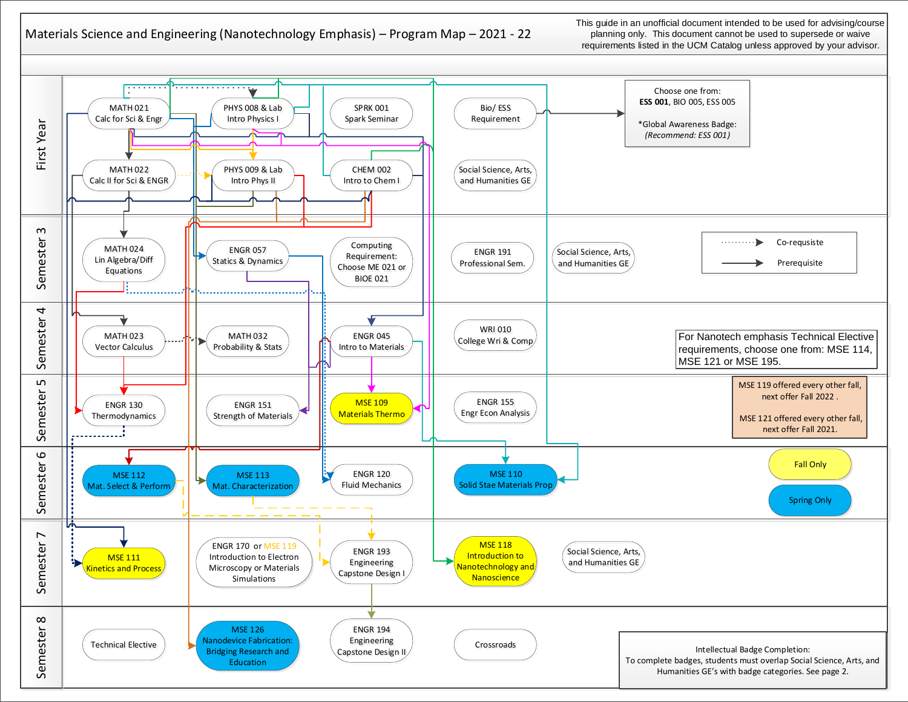# Materials Science and Engineering (Nanotechnology Emphasis) – Program Map – 2021 - 22

This guide in an unofficial document intended to be used for advising/course planning only. This document cannot be used to supersede or waive requirements listed in the UCM Catalog unless approved by your advisor.

| Term | Course 1 | Course 2 | Course 3 | Course 4 | Course 5 |
|---|---|---|---|---|---|
| First Year | MATH 021 Calc for Sci & Engr | PHYS 008 & Lab Intro Physics I | SPRK 001 Spark Seminar | Bio/ ESS Requirement | |
| First Year | MATH 022 Calc II for Sci & ENGR | PHYS 009 & Lab Intro Phys II | CHEM 002 Intro to Chem I | Social Science, Arts, and Humanities GE | |
| Semester 3 | MATH 024 Lin Algebra/Diff Equations | ENGR 057 Statics & Dynamics | Computing Requirement: Choose ME 021 or BIOE 021 | ENGR 191 Professional Sem. | Social Science, Arts, and Humanities GE |
| Semester 4 | MATH 023 Vector Calculus | MATH 032 Probability & Stats | ENGR 045 Intro to Materials | WRI 010 College Wri & Comp | |
| Semester 5 | ENGR 130 Thermodynamics | ENGR 151 Strength of Materials | MSE 109 Materials Thermo | ENGR 155 Engr Econ Analysis | |
| Semester 6 | MSE 112 Mat. Select & Perform | MSE 113 Mat. Characterization | ENGR 120 Fluid Mechanics | MSE 110 Solid Stae Materials Prop | |
| Semester 7 | MSE 111 Kinetics and Process | ENGR 170 or MSE 119 Introduction to Electron Microscopy or Materials Simulations | ENGR 193 Engineering Capstone Design I | MSE 118 Introduction to Nanotechnology and Nanoscience | Social Science, Arts, and Humanities GE |
| Semester 8 | Technical Elective | MSE 126 Nanodevice Fabrication: Bridging Research and Education | ENGR 194 Engineering Capstone Design II | Crossroads | |

Choose one from: **ESS 001**, BIO 005, ESS 005

*Global Awareness Badge: *(Recommend: ESS 001)*

Legend:
- Dotted arrow: Co-requisite
- Solid arrow: Prerequisite
- Yellow: Fall Only
- Blue: Spring Only

For Nanotech emphasis Technical Elective requirements, choose one from: MSE 114, MSE 121 or MSE 195.

MSE 119 offered every other fall, next offer Fall 2022 .

MSE 121 offered every other fall, next offer Fall 2021.

Intellectual Badge Completion:
To complete badges, students must overlap Social Science, Arts, and Humanities GE's with badge categories. See page 2.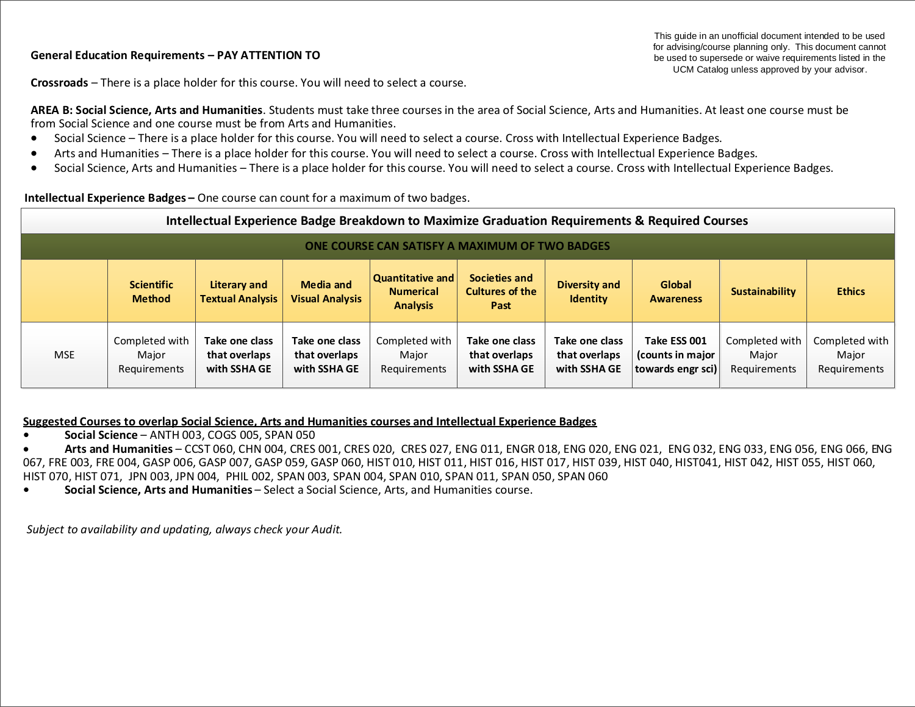This guide in an unofficial document intended to be used for advising/course planning only. This document cannot be used to supersede or waive requirements listed in the UCM Catalog unless approved by your advisor.

**General Education Requirements – PAY ATTENTION TO**

**Crossroads** – There is a place holder for this course. You will need to select a course.

**AREA B: Social Science, Arts and Humanities**. Students must take three courses in the area of Social Science, Arts and Humanities. At least one course must be from Social Science and one course must be from Arts and Humanities.

- Social Science – There is a place holder for this course. You will need to select a course. Cross with Intellectual Experience Badges.
- Arts and Humanities – There is a place holder for this course. You will need to select a course. Cross with Intellectual Experience Badges.
- Social Science, Arts and Humanities – There is a place holder for this course. You will need to select a course. Cross with Intellectual Experience Badges.

**Intellectual Experience Badges –** One course can count for a maximum of two badges.

| Intellectual Experience Badge Breakdown to Maximize Graduation Requirements & Required Courses | | | | | | | | | |
|---|---|---|---|---|---|---|---|---|---|
| **ONE COURSE CAN SATISFY A MAXIMUM OF TWO BADGES** | | | | | | | | | |
| | **Scientific Method** | **Literary and Textual Analysis** | **Media and Visual Analysis** | **Quantitative and Numerical Analysis** | **Societies and Cultures of the Past** | **Diversity and Identity** | **Global Awareness** | **Sustainability** | **Ethics** |
| MSE | Completed with Major Requirements | **Take one class that overlaps with SSHA GE** | **Take one class that overlaps with SSHA GE** | Completed with Major Requirements | **Take one class that overlaps with SSHA GE** | **Take one class that overlaps with SSHA GE** | **Take ESS 001 (counts in major towards engr sci)** | Completed with Major Requirements | Completed with Major Requirements |

**<u>Suggested Courses to overlap Social Science, Arts and Humanities courses and Intellectual Experience Badges</u>**

- **Social Science** – ANTH 003, COGS 005, SPAN 050
- **Arts and Humanities** – CCST 060, CHN 004, CRES 001, CRES 020, CRES 027, ENG 011, ENGR 018, ENG 020, ENG 021, ENG 032, ENG 033, ENG 056, ENG 066, ENG 067, FRE 003, FRE 004, GASP 006, GASP 007, GASP 059, GASP 060, HIST 010, HIST 011, HIST 016, HIST 017, HIST 039, HIST 040, HIST041, HIST 042, HIST 055, HIST 060, HIST 070, HIST 071, JPN 003, JPN 004, PHIL 002, SPAN 003, SPAN 004, SPAN 010, SPAN 011, SPAN 050, SPAN 060
- **Social Science, Arts and Humanities** – Select a Social Science, Arts, and Humanities course.

*Subject to availability and updating, always check your Audit.*